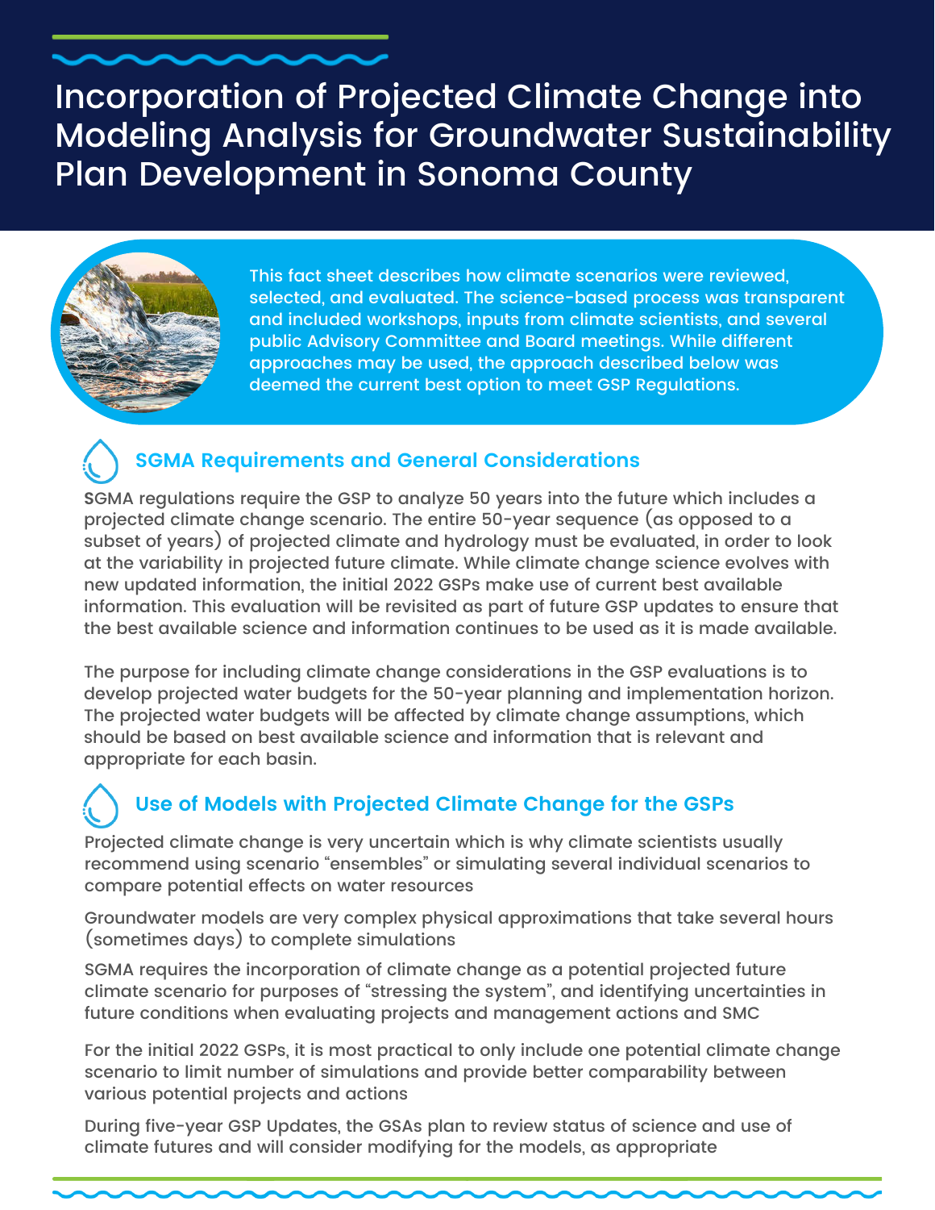# Incorporation of Projected Climate Change into Modeling Analysis for Groundwater Sustainability Plan Development in Sonoma County

This fact sheet describes how climate scenarios were reviewed, selected, and evaluated. The science-based process was transparent and included workshops, inputs from climate scientists, and several public Advisory Committee and Board meetings. While different approaches may be used, the approach described below was deemed the current best option to meet GSP Regulations.

## SGMA Requirements and General Considerations

SGMA regulations require the GSP to analyze 50 years into the future which includes a projected climate change scenario. The entire 50-year sequence (as opposed to a subset of years) of projected climate and hydrology must be evaluated, in order to look at the variability in projected future climate. While climate change science evolves with new updated information, the initial 2022 GSPs make use of current best available information. This evaluation will be revisited as part of future GSP updates to ensure that the best available science and information continues to be used as it is made available.

The purpose for including climate change considerations in the GSP evaluations is to develop projected water budgets for the 50-year planning and implementation horizon. The projected water budgets will be affected by climate change assumptions, which should be based on best available science and information that is relevant and appropriate for each basin.

## Use of Models with Projected Climate Change for the GSPs

Projected climate change is very uncertain which is why climate scientists usually recommend using scenario "ensembles" or simulating several individual scenarios to compare potential effects on water resources

Groundwater models are very complex physical approximations that take several hours (sometimes days) to complete simulations

SGMA requires the incorporation of climate change as a potential projected future climate scenario for purposes of "stressing the system", and identifying uncertainties in future conditions when evaluating projects and management actions and SMC

For the initial 2022 GSPs, it is most practical to only include one potential climate change scenario to limit number of simulations and provide better comparability between various potential projects and actions

During five-year GSP Updates, the GSAs plan to review status of science and use of climate futures and will consider modifying for the models, as appropriate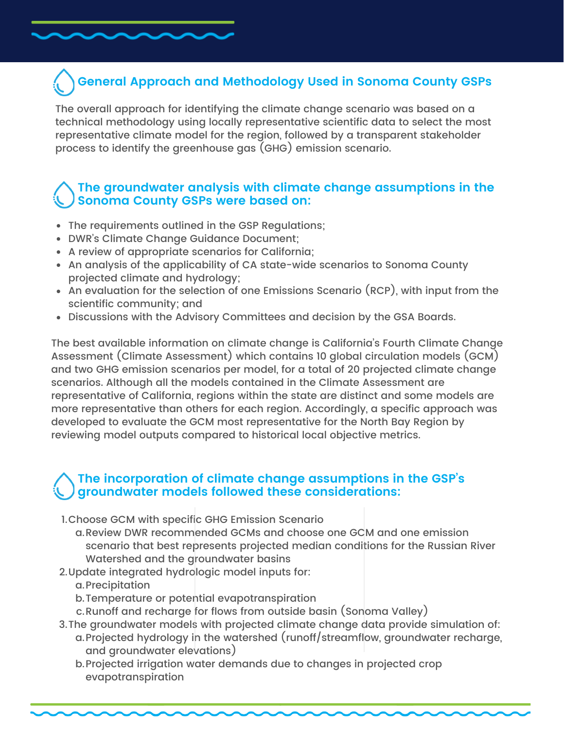## General Approach and Methodology Used in Sonoma County GSPs

The overall approach for identifying the climate change scenario was based on a technical methodology using locally representative scientific data to select the most representative climate model for the region, followed by a transparent stakeholder process to identify the greenhouse gas (GHG) emission scenario.

## The groundwater analysis with climate change assumptions in the Sonoma County GSPs were based on:

- The requirements outlined in the GSP Regulations;
- DWR's Climate Change Guidance Document;
- A review of appropriate scenarios for California;
- An analysis of the applicability of CA state-wide scenarios to Sonoma County projected climate and hydrology;
- An evaluation for the selection of one Emissions Scenario (RCP), with input from the scientific community; and
- Discussions with the Advisory Committees and decision by the GSA Boards.

The best available information on climate change is California's Fourth Climate Change Assessment (Climate Assessment) which contains 10 global circulation models (GCM) and two GHG emission scenarios per model, for a total of 20 projected climate change scenarios. Although all the models contained in the Climate Assessment are representative of California, regions within the state are distinct and some models are more representative than others for each region. Accordingly, a specific approach was developed to evaluate the GCM most representative for the North Bay Region by reviewing model outputs compared to historical local objective metrics.

## The incorporation of climate change assumptions in the GSP's groundwater models followed these considerations:

1. Choose GCM with specific GHG Emission Scenario
   a. Review DWR recommended GCMs and choose one GCM and one emission scenario that best represents projected median conditions for the Russian River Watershed and the groundwater basins
2. Update integrated hydrologic model inputs for:
   a. Precipitation
   b. Temperature or potential evapotranspiration
   c. Runoff and recharge for flows from outside basin (Sonoma Valley)
3. The groundwater models with projected climate change data provide simulation of:
   a. Projected hydrology in the watershed (runoff/streamflow, groundwater recharge, and groundwater elevations)
   b. Projected irrigation water demands due to changes in projected crop evapotranspiration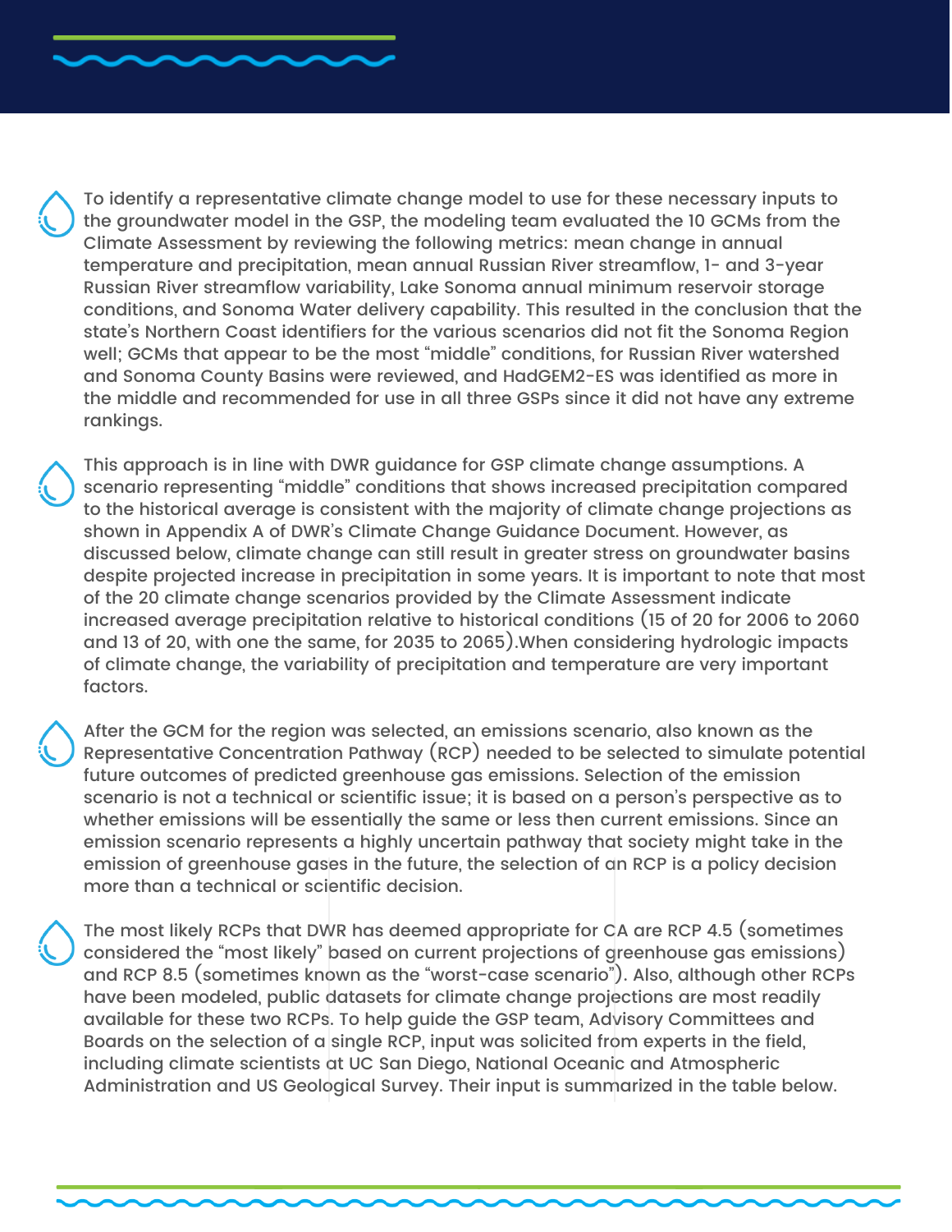To identify a representative climate change model to use for these necessary inputs to the groundwater model in the GSP, the modeling team evaluated the 10 GCMs from the Climate Assessment by reviewing the following metrics: mean change in annual temperature and precipitation, mean annual Russian River streamflow, 1- and 3-year Russian River streamflow variability, Lake Sonoma annual minimum reservoir storage conditions, and Sonoma Water delivery capability. This resulted in the conclusion that the state's Northern Coast identifiers for the various scenarios did not fit the Sonoma Region well; GCMs that appear to be the most "middle" conditions, for Russian River watershed and Sonoma County Basins were reviewed, and HadGEM2-ES was identified as more in the middle and recommended for use in all three GSPs since it did not have any extreme rankings.

This approach is in line with DWR guidance for GSP climate change assumptions. A scenario representing "middle" conditions that shows increased precipitation compared to the historical average is consistent with the majority of climate change projections as shown in Appendix A of DWR's Climate Change Guidance Document. However, as discussed below, climate change can still result in greater stress on groundwater basins despite projected increase in precipitation in some years. It is important to note that most of the 20 climate change scenarios provided by the Climate Assessment indicate increased average precipitation relative to historical conditions (15 of 20 for 2006 to 2060 and 13 of 20, with one the same, for 2035 to 2065).When considering hydrologic impacts of climate change, the variability of precipitation and temperature are very important factors.

After the GCM for the region was selected, an emissions scenario, also known as the Representative Concentration Pathway (RCP) needed to be selected to simulate potential future outcomes of predicted greenhouse gas emissions. Selection of the emission scenario is not a technical or scientific issue; it is based on a person's perspective as to whether emissions will be essentially the same or less then current emissions. Since an emission scenario represents a highly uncertain pathway that society might take in the emission of greenhouse gases in the future, the selection of an RCP is a policy decision more than a technical or scientific decision.

The most likely RCPs that DWR has deemed appropriate for CA are RCP 4.5 (sometimes considered the "most likely" based on current projections of greenhouse gas emissions) and RCP 8.5 (sometimes known as the "worst-case scenario"). Also, although other RCPs have been modeled, public datasets for climate change projections are most readily available for these two RCPs. To help guide the GSP team, Advisory Committees and Boards on the selection of a single RCP, input was solicited from experts in the field, including climate scientists at UC San Diego, National Oceanic and Atmospheric Administration and US Geological Survey. Their input is summarized in the table below.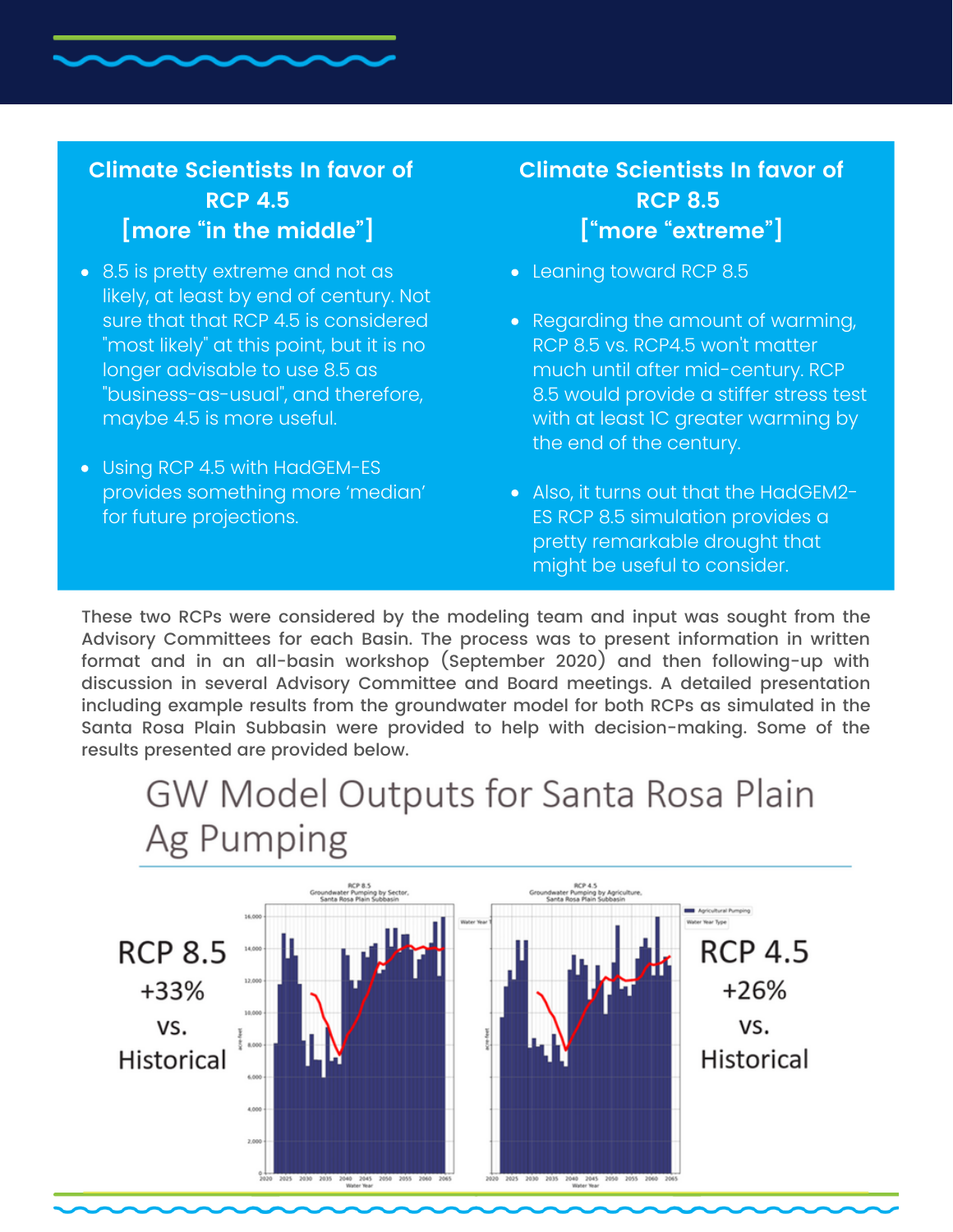## Climate Scientists In favor of RCP 4.5 [more "in the middle"]

- 8.5 is pretty extreme and not as likely, at least by end of century. Not sure that that RCP 4.5 is considered "most likely" at this point, but it is no longer advisable to use 8.5 as "business-as-usual", and therefore, maybe 4.5 is more useful.
- Using RCP 4.5 with HadGEM-ES provides something more 'median' for future projections.

## Climate Scientists In favor of RCP 8.5 ["more "extreme"]

- Leaning toward RCP 8.5
- Regarding the amount of warming, RCP 8.5 vs. RCP4.5 won't matter much until after mid-century. RCP 8.5 would provide a stiffer stress test with at least 1C greater warming by the end of the century.
- Also, it turns out that the HadGEM2-ES RCP 8.5 simulation provides a pretty remarkable drought that might be useful to consider.

These two RCPs were considered by the modeling team and input was sought from the Advisory Committees for each Basin. The process was to present information in written format and in an all-basin workshop (September 2020) and then following-up with discussion in several Advisory Committee and Board meetings. A detailed presentation including example results from the groundwater model for both RCPs as simulated in the Santa Rosa Plain Subbasin were provided to help with decision-making. Some of the results presented are provided below.

## GW Model Outputs for Santa Rosa Plain Ag Pumping

RCP 8.5
+33%
vs.
Historical

RCP 4.5
+26%
vs.
Historical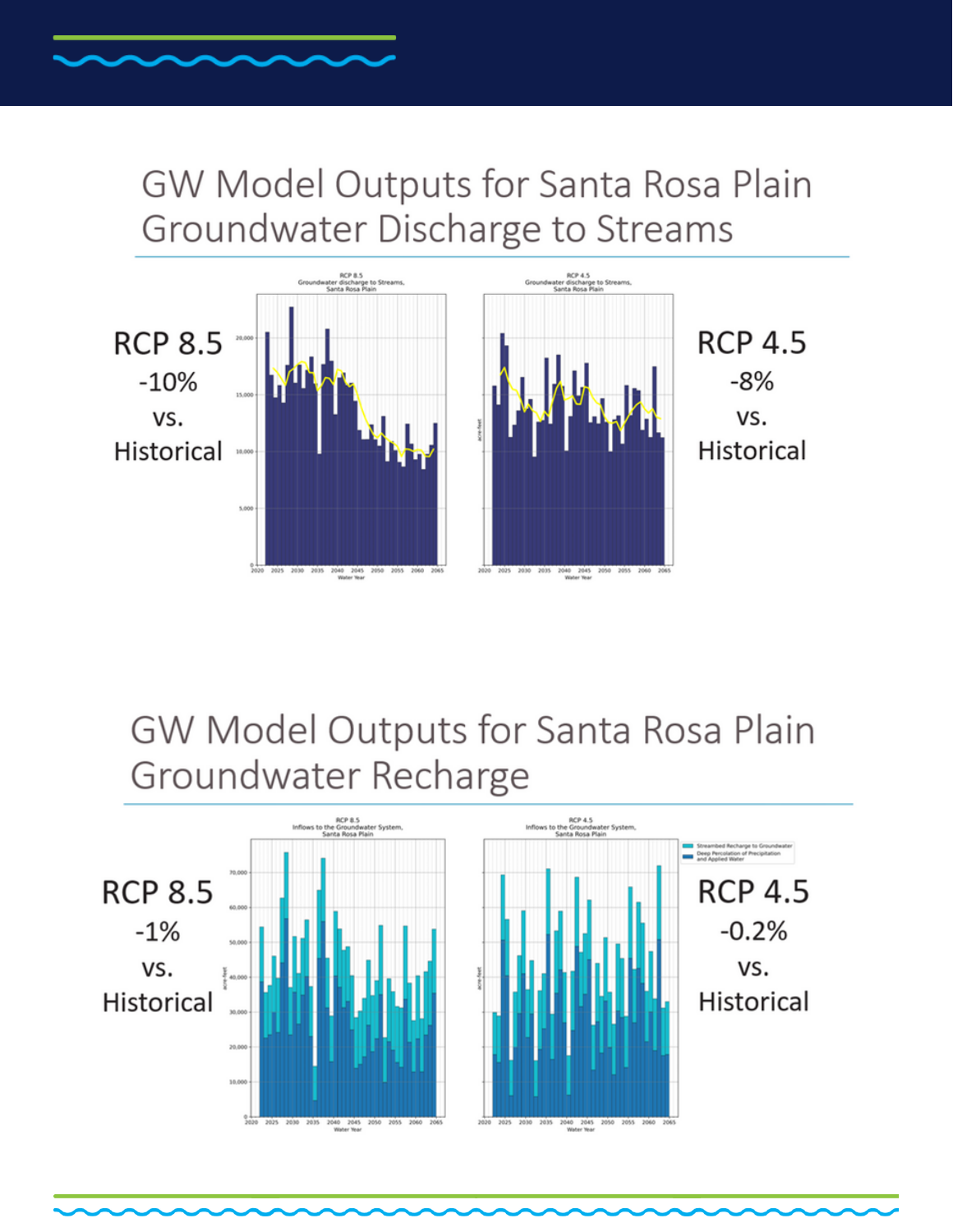## GW Model Outputs for Santa Rosa Plain Groundwater Discharge to Streams

RCP 8.5
-10%
vs.
Historical

RCP 4.5
-8%
vs.
Historical

## GW Model Outputs for Santa Rosa Plain Groundwater Recharge

RCP 8.5
-1%
vs.
Historical

RCP 4.5
-0.2%
vs.
Historical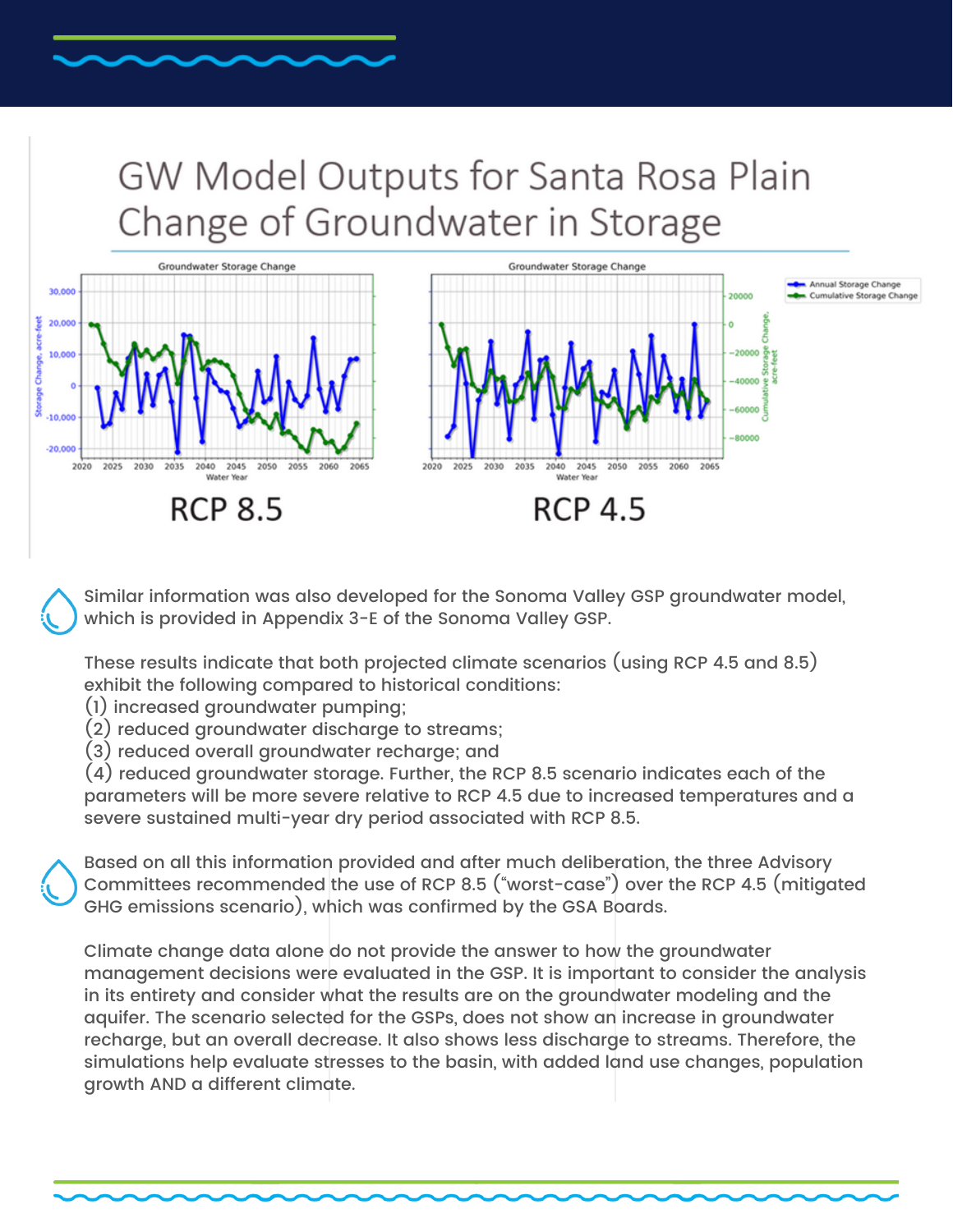# GW Model Outputs for Santa Rosa Plain Change of Groundwater in Storage

RCP 8.5

RCP 4.5

Similar information was also developed for the Sonoma Valley GSP groundwater model, which is provided in Appendix 3-E of the Sonoma Valley GSP.

These results indicate that both projected climate scenarios (using RCP 4.5 and 8.5) exhibit the following compared to historical conditions:
(1) increased groundwater pumping;
(2) reduced groundwater discharge to streams;
(3) reduced overall groundwater recharge; and
(4) reduced groundwater storage. Further, the RCP 8.5 scenario indicates each of the parameters will be more severe relative to RCP 4.5 due to increased temperatures and a severe sustained multi-year dry period associated with RCP 8.5.

Based on all this information provided and after much deliberation, the three Advisory Committees recommended the use of RCP 8.5 ("worst-case") over the RCP 4.5 (mitigated GHG emissions scenario), which was confirmed by the GSA Boards.

Climate change data alone do not provide the answer to how the groundwater management decisions were evaluated in the GSP. It is important to consider the analysis in its entirety and consider what the results are on the groundwater modeling and the aquifer. The scenario selected for the GSPs, does not show an increase in groundwater recharge, but an overall decrease. It also shows less discharge to streams. Therefore, the simulations help evaluate stresses to the basin, with added land use changes, population growth AND a different climate.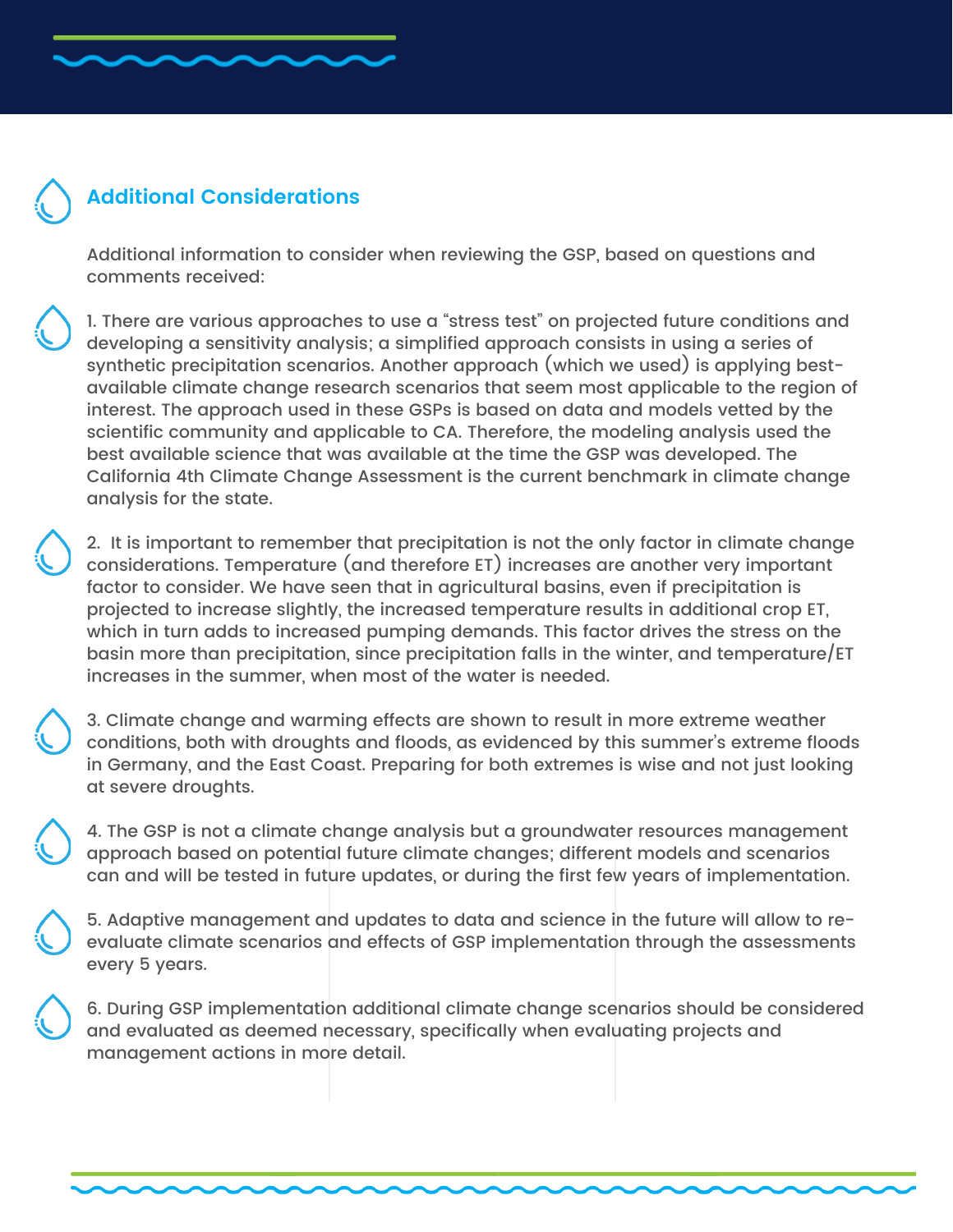## Additional Considerations

Additional information to consider when reviewing the GSP, based on questions and comments received:

1. There are various approaches to use a "stress test" on projected future conditions and developing a sensitivity analysis; a simplified approach consists in using a series of synthetic precipitation scenarios. Another approach (which we used) is applying best-available climate change research scenarios that seem most applicable to the region of interest. The approach used in these GSPs is based on data and models vetted by the scientific community and applicable to CA. Therefore, the modeling analysis used the best available science that was available at the time the GSP was developed. The California 4th Climate Change Assessment is the current benchmark in climate change analysis for the state.

2. It is important to remember that precipitation is not the only factor in climate change considerations. Temperature (and therefore ET) increases are another very important factor to consider. We have seen that in agricultural basins, even if precipitation is projected to increase slightly, the increased temperature results in additional crop ET, which in turn adds to increased pumping demands. This factor drives the stress on the basin more than precipitation, since precipitation falls in the winter, and temperature/ET increases in the summer, when most of the water is needed.

3. Climate change and warming effects are shown to result in more extreme weather conditions, both with droughts and floods, as evidenced by this summer's extreme floods in Germany, and the East Coast. Preparing for both extremes is wise and not just looking at severe droughts.

4. The GSP is not a climate change analysis but a groundwater resources management approach based on potential future climate changes; different models and scenarios can and will be tested in future updates, or during the first few years of implementation.

5. Adaptive management and updates to data and science in the future will allow to re-evaluate climate scenarios and effects of GSP implementation through the assessments every 5 years.

6. During GSP implementation additional climate change scenarios should be considered and evaluated as deemed necessary, specifically when evaluating projects and management actions in more detail.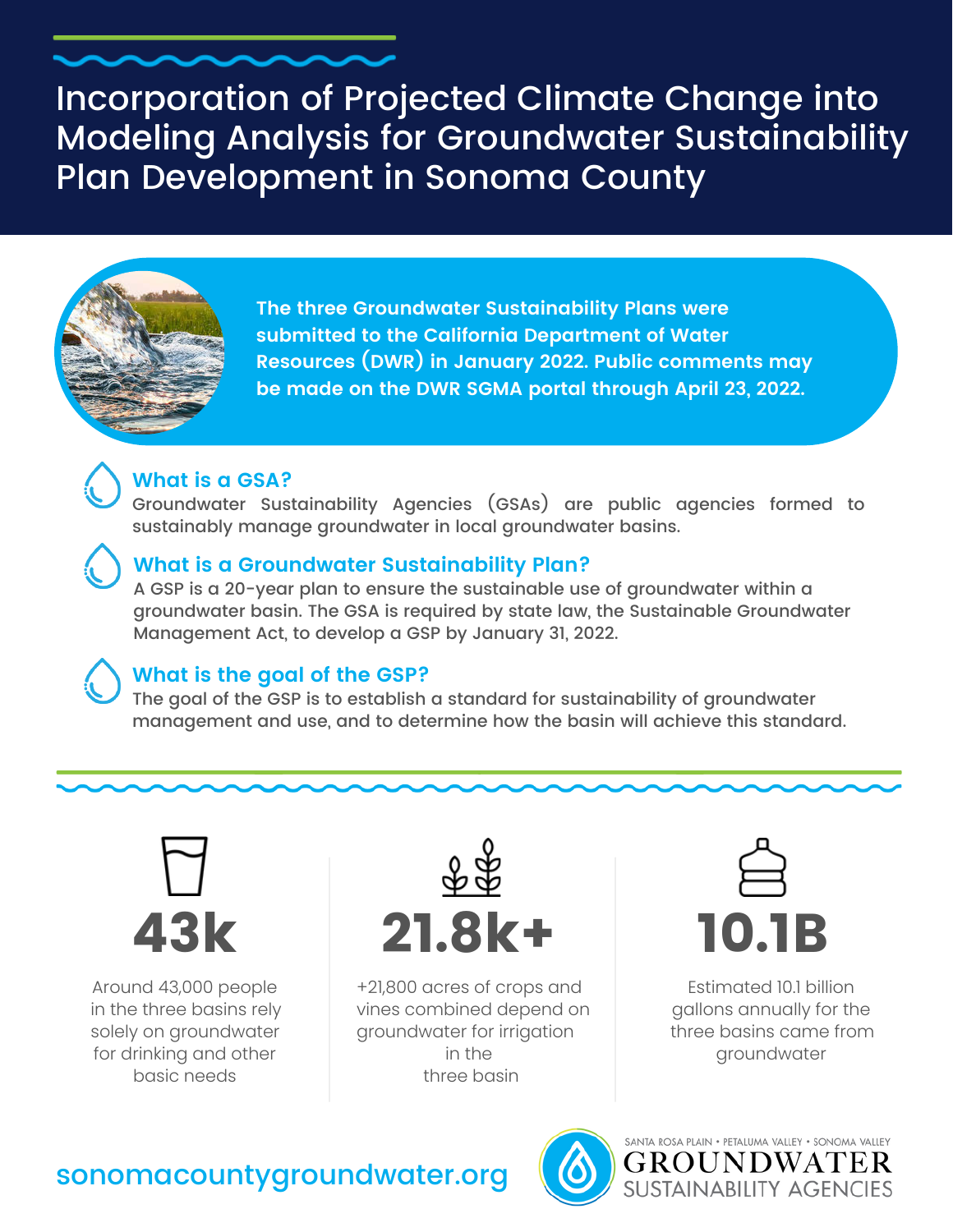# Incorporation of Projected Climate Change into Modeling Analysis for Groundwater Sustainability Plan Development in Sonoma County

**The three Groundwater Sustainability Plans were submitted to the California Department of Water Resources (DWR) in January 2022. Public comments may be made on the DWR SGMA portal through April 23, 2022.**

## What is a GSA?

Groundwater Sustainability Agencies (GSAs) are public agencies formed to sustainably manage groundwater in local groundwater basins.

## What is a Groundwater Sustainability Plan?

A GSP is a 20-year plan to ensure the sustainable use of groundwater within a groundwater basin. The GSA is required by state law, the Sustainable Groundwater Management Act, to develop a GSP by January 31, 2022.

## What is the goal of the GSP?

The goal of the GSP is to establish a standard for sustainability of groundwater management and use, and to determine how the basin will achieve this standard.

**43k**

Around 43,000 people in the three basins rely solely on groundwater for drinking and other basic needs

**21.8k+**

+21,800 acres of crops and vines combined depend on groundwater for irrigation in the three basin

**10.1B**

Estimated 10.1 billion gallons annually for the three basins came from groundwater

sonomacountygroundwater.org

SANTA ROSA PLAIN • PETALUMA VALLEY • SONOMA VALLEY
GROUNDWATER
SUSTAINABILITY AGENCIES